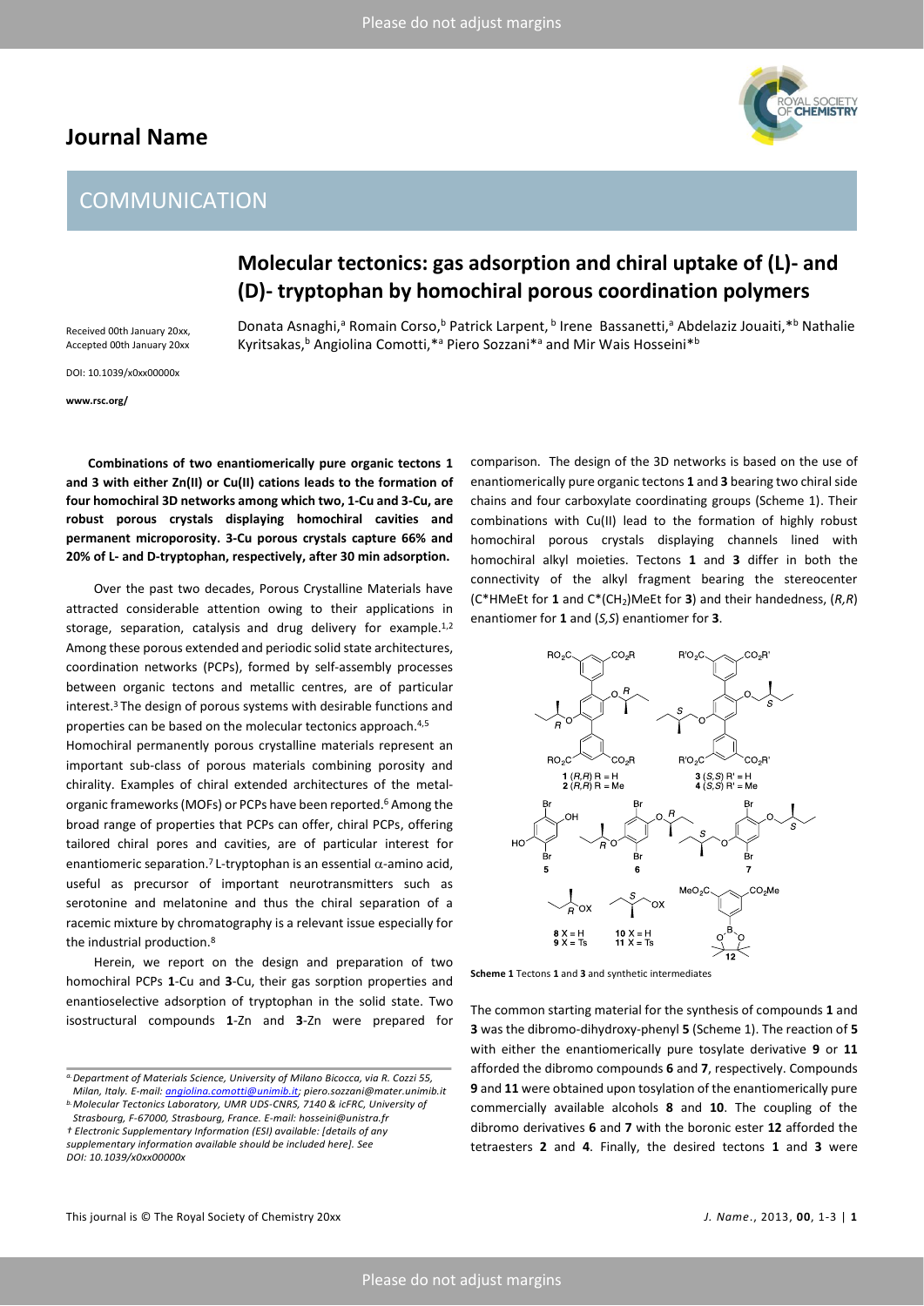# Molecular tectonics: gas adsorption and chiral uptake of (L)- and (D)- tryptophan by homochiral porous coordination polymers

Received 00th January 20xx, Accepted 00th January 20xx

DOI: 10.1039/x0xx00000x

www.rsc.org/

Donata Asnaghi,[a] Romain Corso,[b] Patrick Larpent,[b] Irene Bassanetti,[a] Abdelaziz Jouaiti,*[b] Nathalie Kyritsakas,[b] Angiolina Comotti,*[a] Piero Sozzani*[a] and Mir Wais Hosseini*[b]

**Combinations of two enantiomerically pure organic tectons 1 and 3 with either Zn(II) or Cu(II) cations leads to the formation of four homochiral 3D networks among which two, 1-Cu and 3-Cu, are robust porous crystals displaying homochiral cavities and permanent microporosity. 3-Cu porous crystals capture 66% and 20% of L- and D-tryptophan, respectively, after 30 min adsorption.**

Over the past two decades, Porous Crystalline Materials have attracted considerable attention owing to their applications in storage, separation, catalysis and drug delivery for example.[1,2] Among these porous extended and periodic solid state architectures, coordination networks (PCPs), formed by self-assembly processes between organic tectons and metallic centres, are of particular interest.[3] The design of porous systems with desirable functions and properties can be based on the molecular tectonics approach.[4,5]

Homochiral permanently porous crystalline materials represent an important sub-class of porous materials combining porosity and chirality. Examples of chiral extended architectures of the metal-organic frameworks (MOFs) or PCPs have been reported.[6] Among the broad range of properties that PCPs can offer, chiral PCPs, offering tailored chiral pores and cavities, are of particular interest for enantiomeric separation.[7] L-tryptophan is an essential $\alpha$-amino acid, useful as precursor of important neurotransmitters such as serotonine and melatonine and thus the chiral separation of a racemic mixture by chromatography is a relevant issue especially for the industrial production.[8]

Herein, we report on the design and preparation of two homochiral PCPs **1**-Cu and **3**-Cu, their gas sorption properties and enantioselective adsorption of tryptophan in the solid state. Two isostructural compounds **1**-Zn and **3**-Zn were prepared for comparison. The design of the 3D networks is based on the use of enantiomerically pure organic tectons **1** and **3** bearing two chiral side chains and four carboxylate coordinating groups (Scheme 1). Their combinations with Cu(II) lead to the formation of highly robust homochiral porous crystals displaying channels lined with homochiral alkyl moieties. Tectons **1** and **3** differ in both the connectivity of the alkyl fragment bearing the stereocenter (C*HMeEt for **1** and C*(CH$_2$)MeEt for **3**) and their handedness, (*R,R*) enantiomer for **1** and (*S,S*) enantiomer for **3**.

**Scheme 1** Tectons **1** and **3** and synthetic intermediates

The common starting material for the synthesis of compounds **1** and **3** was the dibromo-dihydroxy-phenyl **5** (Scheme 1). The reaction of **5** with either the enantiomerically pure tosylate derivative **9** or **11** afforded the dibromo compounds **6** and **7**, respectively. Compounds **9** and **11** were obtained upon tosylation of the enantiomerically pure commercially available alcohols **8** and **10**. The coupling of the dibromo derivatives **6** and **7** with the boronic ester **12** afforded the tetraesters **2** and **4**. Finally, the desired tectons **1** and **3** were

---

[a] Department of Materials Science, University of Milano Bicocca, via R. Cozzi 55, Milan, Italy. E-mail: angiolina.comotti@unimib.it; piero.sozzani@mater.unimib.it

[b] Molecular Tectonics Laboratory, UMR UDS-CNRS, 7140 & icFRC, University of Strasbourg, F-67000, Strasbourg, France. E-mail: hosseini@unistra.fr

† Electronic Supplementary Information (ESI) available: [details of any supplementary information available should be included here]. See DOI: 10.1039/x0xx00000x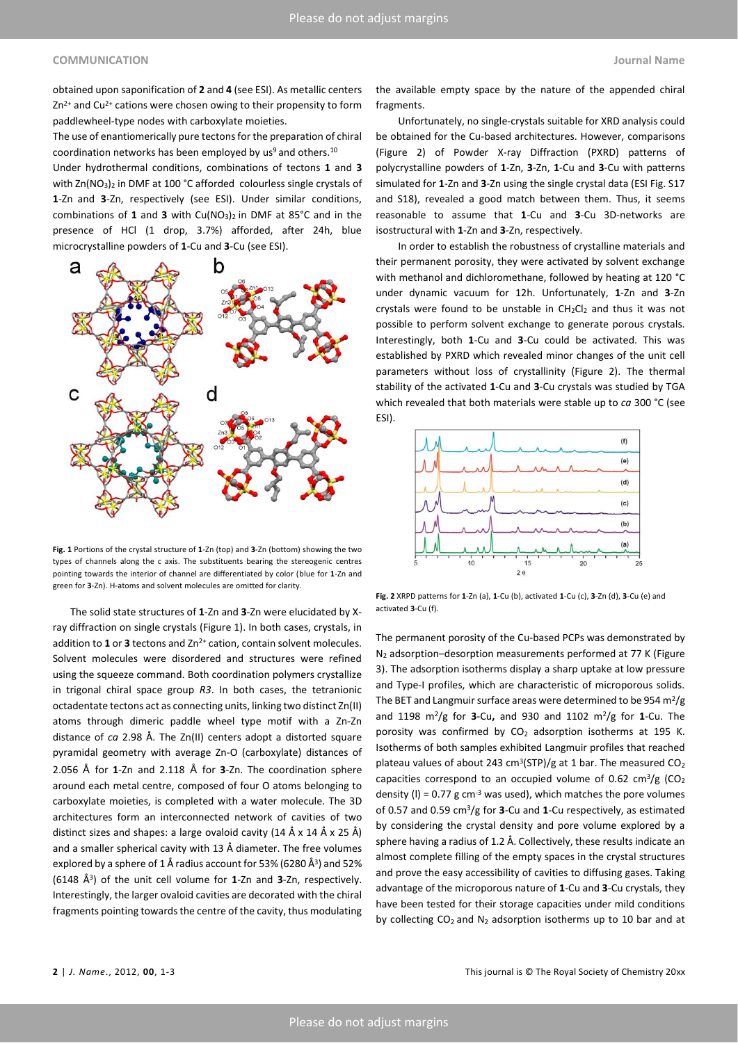obtained upon saponification of **2** and **4** (see ESI). As metallic centers $Zn^{2+}$ and $Cu^{2+}$ cations were chosen owing to their propensity to form paddlewheel-type nodes with carboxylate moieties.

The use of enantiomerically pure tectons for the preparation of chiral coordination networks has been employed by us[9] and others.[10]

Under hydrothermal conditions, combinations of tectons **1** and **3** with $Zn(NO_3)_2$ in DMF at 100 °C afforded colourless single crystals of **1**-Zn and **3**-Zn, respectively (see ESI). Under similar conditions, combinations of **1** and **3** with $Cu(NO_3)_2$ in DMF at 85°C and in the presence of HCl (1 drop, 3.7%) afforded, after 24h, blue microcrystalline powders of **1**-Cu and **3**-Cu (see ESI).

**Fig. 1** Portions of the crystal structure of **1**-Zn (top) and **3**-Zn (bottom) showing the two types of channels along the c axis. The substituents bearing the stereogenic centres pointing towards the interior of channel are differentiated by color (blue for **1**-Zn and green for **3**-Zn). H-atoms and solvent molecules are omitted for clarity.

The solid state structures of **1**-Zn and **3**-Zn were elucidated by X-ray diffraction on single crystals (Figure 1). In both cases, crystals, in addition to **1** or **3** tectons and $Zn^{2+}$ cation, contain solvent molecules. Solvent molecules were disordered and structures were refined using the squeeze command. Both coordination polymers crystallize in trigonal chiral space group *R3*. In both cases, the tetranionic octadentate tectons act as connecting units, linking two distinct Zn(II) atoms through dimeric paddle wheel type motif with a Zn-Zn distance of *ca* 2.98 Å. The Zn(II) centers adopt a distorted square pyramidal geometry with average Zn-O (carboxylate) distances of 2.056 Å for **1**-Zn and 2.118 Å for **3**-Zn. The coordination sphere around each metal centre, composed of four O atoms belonging to carboxylate moieties, is completed with a water molecule. The 3D architectures form an interconnected network of cavities of two distinct sizes and shapes: a large ovaloid cavity (14 Å x 14 Å x 25 Å) and a smaller spherical cavity with 13 Å diameter. The free volumes explored by a sphere of 1 Å radius account for 53% (6280 Å$^3$) and 52% (6148 Å$^3$) of the unit cell volume for **1**-Zn and **3**-Zn, respectively. Interestingly, the larger ovaloid cavities are decorated with the chiral fragments pointing towards the centre of the cavity, thus modulating the available empty space by the nature of the appended chiral fragments.

Unfortunately, no single-crystals suitable for XRD analysis could be obtained for the Cu-based architectures. However, comparisons (Figure 2) of Powder X-ray Diffraction (PXRD) patterns of polycrystalline powders of **1**-Zn, **3**-Zn, **1**-Cu and **3**-Cu with patterns simulated for **1**-Zn and **3**-Zn using the single crystal data (ESI Fig. S17 and S18), revealed a good match between them. Thus, it seems reasonable to assume that **1**-Cu and **3**-Cu 3D-networks are isostructural with **1**-Zn and **3**-Zn, respectively.

In order to establish the robustness of crystalline materials and their permanent porosity, they were activated by solvent exchange with methanol and dichloromethane, followed by heating at 120 °C under dynamic vacuum for 12h. Unfortunately, **1**-Zn and **3**-Zn crystals were found to be unstable in $CH_2Cl_2$ and thus it was not possible to perform solvent exchange to generate porous crystals. Interestingly, both **1**-Cu and **3**-Cu could be activated. This was established by PXRD which revealed minor changes of the unit cell parameters without loss of crystallinity (Figure 2). The thermal stability of the activated **1**-Cu and **3**-Cu crystals was studied by TGA which revealed that both materials were stable up to *ca* 300 °C (see ESI).

**Fig. 2** XRPD patterns for **1**-Zn (a), **1**-Cu (b), activated **1**-Cu (c), **3**-Zn (d), **3**-Cu (e) and activated **3**-Cu (f).

The permanent porosity of the Cu-based PCPs was demonstrated by $N_2$ adsorption–desorption measurements performed at 77 K (Figure 3). The adsorption isotherms display a sharp uptake at low pressure and Type-I profiles, which are characteristic of microporous solids. The BET and Langmuir surface areas were determined to be 954 $m^2/g$ and 1198 $m^2/g$ for **3**-Cu**,** and 930 and 1102 $m^2/g$ for **1**-Cu. The porosity was confirmed by $CO_2$ adsorption isotherms at 195 K. Isotherms of both samples exhibited Langmuir profiles that reached plateau values of about 243 $cm^3$(STP)/g at 1 bar. The measured $CO_2$ capacities correspond to an occupied volume of 0.62 $cm^3/g$ ($CO_2$ density (l) = 0.77 g $cm^{-3}$ was used), which matches the pore volumes of 0.57 and 0.59 $cm^3/g$ for **3**-Cu and **1**-Cu respectively, as estimated by considering the crystal density and pore volume explored by a sphere having a radius of 1.2 Å. Collectively, these results indicate an almost complete filling of the empty spaces in the crystal structures and prove the easy accessibility of cavities to diffusing gases. Taking advantage of the microporous nature of **1**-Cu and **3**-Cu crystals, they have been tested for their storage capacities under mild conditions by collecting $CO_2$ and $N_2$ adsorption isotherms up to 10 bar and at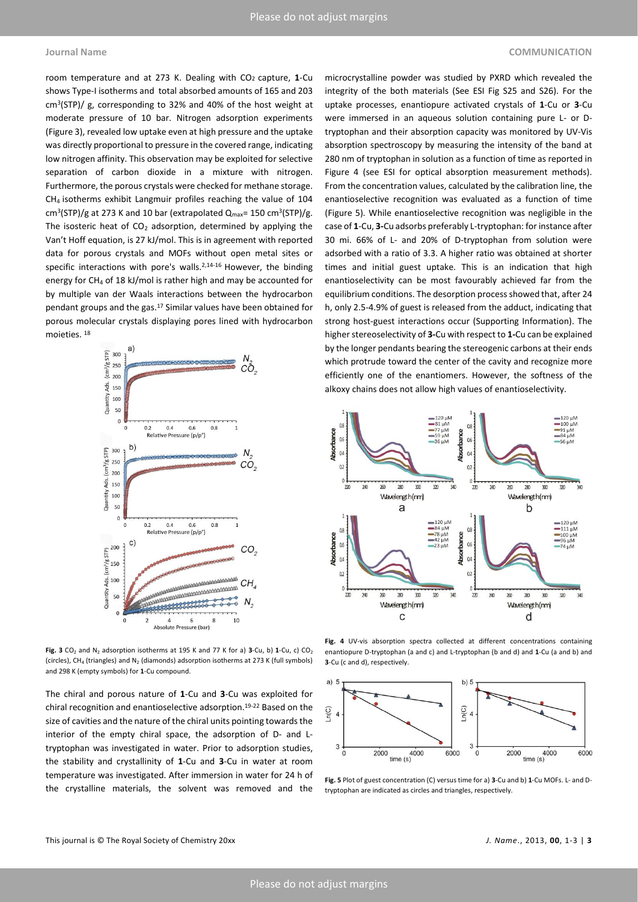room temperature and at 273 K. Dealing with $CO_2$ capture, **1**-Cu shows Type-I isotherms and total absorbed amounts of 165 and 203 $cm^3$(STP)/ g, corresponding to 32% and 40% of the host weight at moderate pressure of 10 bar. Nitrogen adsorption experiments (Figure 3), revealed low uptake even at high pressure and the uptake was directly proportional to pressure in the covered range, indicating low nitrogen affinity. This observation may be exploited for selective separation of carbon dioxide in a mixture with nitrogen. Furthermore, the porous crystals were checked for methane storage. $CH_4$ isotherms exhibit Langmuir profiles reaching the value of 104 $cm^3$(STP)/g at 273 K and 10 bar (extrapolated $Q_{max}$= 150 $cm^3$(STP)/g. The isosteric heat of $CO_2$ adsorption, determined by applying the Van't Hoff equation, is 27 kJ/mol. This is in agreement with reported data for porous crystals and MOFs without open metal sites or specific interactions with pore's walls.[2,14-16] However, the binding energy for $CH_4$ of 18 kJ/mol is rather high and may be accounted for by multiple van der Waals interactions between the hydrocarbon pendant groups and the gas.[17] Similar values have been obtained for porous molecular crystals displaying pores lined with hydrocarbon moieties. [18]

**Fig. 3** $CO_2$ and $N_2$ adsorption isotherms at 195 K and 77 K for a) **3**-Cu, b) **1**-Cu, c) $CO_2$ (circles), $CH_4$ (triangles) and $N_2$ (diamonds) adsorption isotherms at 273 K (full symbols) and 298 K (empty symbols) for **1**-Cu compound.

The chiral and porous nature of **1**-Cu and **3**-Cu was exploited for chiral recognition and enantioselective adsorption.[19-22] Based on the size of cavities and the nature of the chiral units pointing towards the interior of the empty chiral space, the adsorption of D- and L-tryptophan was investigated in water. Prior to adsorption studies, the stability and crystallinity of **1**-Cu and **3**-Cu in water at room temperature was investigated. After immersion in water for 24 h of the crystalline materials, the solvent was removed and the microcrystalline powder was studied by PXRD which revealed the integrity of the both materials (See ESI Fig S25 and S26). For the uptake processes, enantiopure activated crystals of **1**-Cu or **3**-Cu were immersed in an aqueous solution containing pure L- or D-tryptophan and their absorption capacity was monitored by UV-Vis absorption spectroscopy by measuring the intensity of the band at 280 nm of tryptophan in solution as a function of time as reported in Figure 4 (see ESI for optical absorption measurement methods). From the concentration values, calculated by the calibration line, the enantioselective recognition was evaluated as a function of time (Figure 5). While enantioselective recognition was negligible in the case of **1**-Cu, **3-**Cu adsorbs preferably L-tryptophan: for instance after 30 mi. 66% of L- and 20% of D-tryptophan from solution were adsorbed with a ratio of 3.3. A higher ratio was obtained at shorter times and initial guest uptake. This is an indication that high enantioselectivity can be most favourably achieved far from the equilibrium conditions. The desorption process showed that, after 24 h, only 2.5-4.9% of guest is released from the adduct, indicating that strong host-guest interactions occur (Supporting Information). The higher stereoselectivity of **3-**Cu with respect to **1-**Cu can be explained by the longer pendants bearing the stereogenic carbons at their ends which protrude toward the center of the cavity and recognize more efficiently one of the enantiomers. However, the softness of the alkoxy chains does not allow high values of enantioselectivity.

**Fig. 4** UV-vis absorption spectra collected at different concentrations containing enantiopure D-tryptophan (a and c) and L-tryptophan (b and d) and **1**-Cu (a and b) and **3**-Cu (c and d), respectively.

**Fig. 5** Plot of guest concentration (C) versus time for a) **3**-Cu and b) **1**-Cu MOFs. L- and D-tryptophan are indicated as circles and triangles, respectively.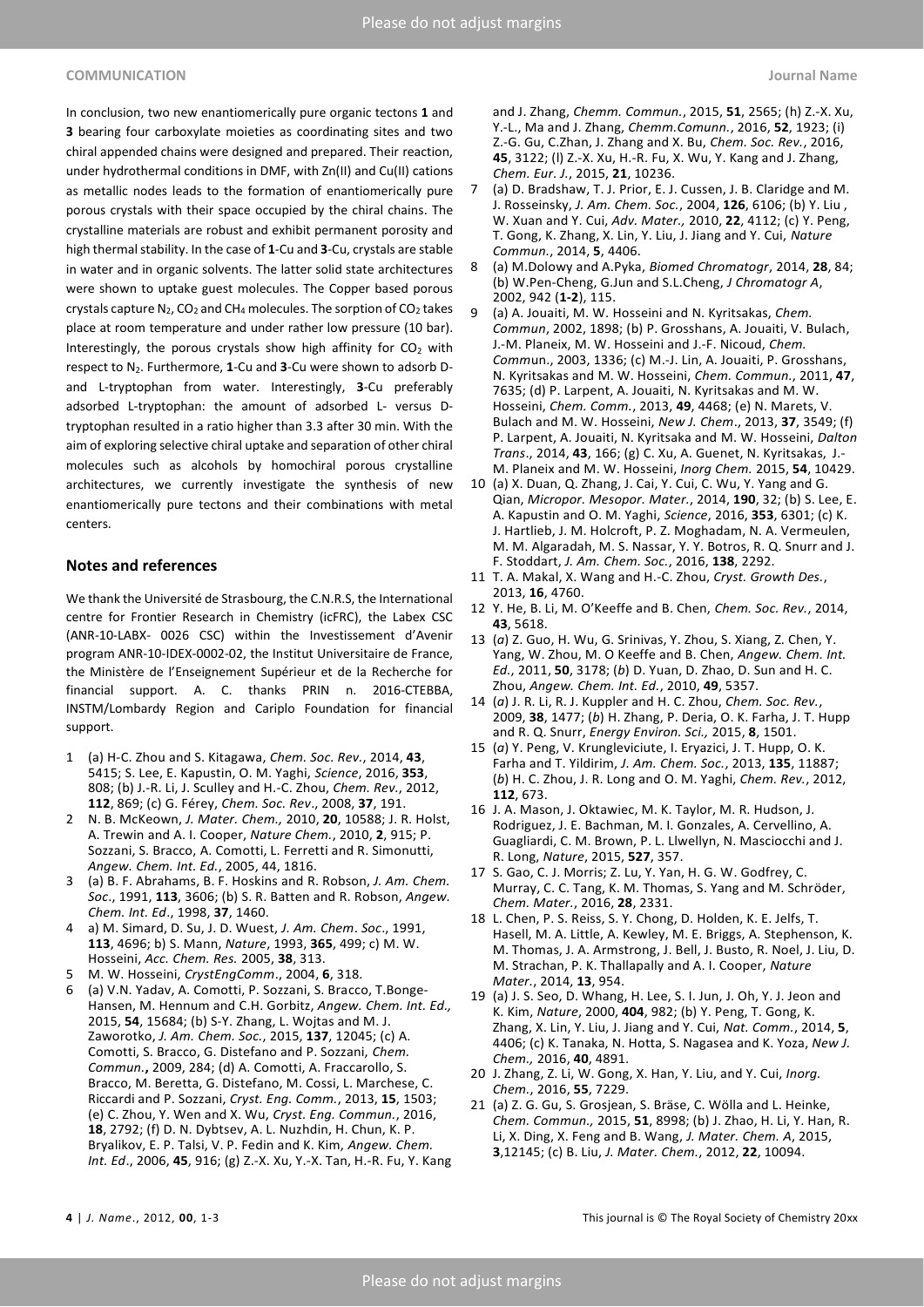In conclusion, two new enantiomerically pure organic tectons **1** and **3** bearing four carboxylate moieties as coordinating sites and two chiral appended chains were designed and prepared. Their reaction, under hydrothermal conditions in DMF, with Zn(II) and Cu(II) cations as metallic nodes leads to the formation of enantiomerically pure porous crystals with their space occupied by the chiral chains. The crystalline materials are robust and exhibit permanent porosity and high thermal stability. In the case of **1**-Cu and **3**-Cu, crystals are stable in water and in organic solvents. The latter solid state architectures were shown to uptake guest molecules. The Copper based porous crystals capture $N_2$, $CO_2$ and $CH_4$ molecules. The sorption of $CO_2$ takes place at room temperature and under rather low pressure (10 bar). Interestingly, the porous crystals show high affinity for $CO_2$ with respect to $N_2$. Furthermore, **1**-Cu and **3**-Cu were shown to adsorb D- and L-tryptophan from water. Interestingly, **3**-Cu preferably adsorbed L-tryptophan: the amount of adsorbed L- versus D-tryptophan resulted in a ratio higher than 3.3 after 30 min. With the aim of exploring selective chiral uptake and separation of other chiral molecules such as alcohols by homochiral porous crystalline architectures, we currently investigate the synthesis of new enantiomerically pure tectons and their combinations with metal centers.

## Notes and references

We thank the Université de Strasbourg, the C.N.R.S, the International centre for Frontier Research in Chemistry (icFRC), the Labex CSC (ANR-10-LABX- 0026 CSC) within the Investissement d'Avenir program ANR-10-IDEX-0002-02, the Institut Universitaire de France, the Ministère de l'Enseignement Supérieur et de la Recherche for financial support. A. C. thanks PRIN n. 2016-CTEBBA, INSTM/Lombardy Region and Cariplo Foundation for financial support.

1. (a) H-C. Zhou and S. Kitagawa, *Chem. Soc. Rev.*, 2014, **43**, 5415; S. Lee, E. Kapustin, O. M. Yaghi, *Science*, 2016, **353**, 808; (b) J.-R. Li, J. Sculley and H.-C. Zhou, *Chem. Rev.*, 2012, **112**, 869; (c) G. Férey, *Chem. Soc. Rev*., 2008, **37**, 191.
2. N. B. McKeown, *J. Mater. Chem.,* 2010, **20**, 10588; J. R. Holst, A. Trewin and A. I. Cooper, *Nature Chem.*, 2010, **2**, 915; P. Sozzani, S. Bracco, A. Comotti, L. Ferretti and R. Simonutti, *Angew. Chem. Int. Ed.*, 2005, 44, 1816.
3. (a) B. F. Abrahams, B. F. Hoskins and R. Robson, *J. Am. Chem. Soc*., 1991, **113**, 3606; (b) S. R. Batten and R. Robson, *Angew. Chem. Int. Ed*., 1998, **37**, 1460.
4. a) M. Simard, D. Su, J. D. Wuest, *J. Am. Chem*. *Soc*., 1991, **113**, 4696; b) S. Mann, *Nature*, 1993, **365**, 499; c) M. W. Hosseini, *Acc. Chem. Res.* 2005, **38**, 313.
5. M. W. Hosseini, *CrystEngComm*., 2004, **6**, 318.
6. (a) V.N. Yadav, A. Comotti, P. Sozzani, S. Bracco, T.Bonge-Hansen, M. Hennum and C.H. Gorbitz, *Angew. Chem. Int. Ed.,* 2015, **54**, 15684; (b) S-Y. Zhang, L. Wojtas and M. J. Zaworotko, *J. Am. Chem. Soc.*, 2015, **137**, 12045; (c) A. Comotti, S. Bracco, G. Distefano and P. Sozzani, *Chem. Commun.***,** 2009, 284; (d) A. Comotti, A. Fraccarollo, S. Bracco, M. Beretta, G. Distefano, M. Cossi, L. Marchese, C. Riccardi and P. Sozzani, *Cryst. Eng. Comm.*, 2013, **15**, 1503; (e) C. Zhou, Y. Wen and X. Wu, *Cryst. Eng. Commun.*, 2016, **18**, 2792; (f) D. N. Dybtsev, A. L. Nuzhdin, H. Chun, K. P. Bryalikov, E. P. Talsi, V. P. Fedin and K. Kim, *Angew. Chem. Int. Ed*., 2006, **45**, 916; (g) Z.-X. Xu, Y.-X. Tan, H.-R. Fu, Y. Kang and J. Zhang, *Chemm. Commun.*, 2015, **51**, 2565; (h) Z.-X. Xu, Y.-L., Ma and J. Zhang, *Chemm.Comunn.*, 2016, **52**, 1923; (i) Z.-G. Gu, C.Zhan, J. Zhang and X. Bu, *Chem. Soc. Rev.*, 2016, **45**, 3122; (l) Z.-X. Xu, H.-R. Fu, X. Wu, Y. Kang and J. Zhang, *Chem. Eur. J.*, 2015, **21**, 10236.
7. (a) D. Bradshaw, T. J. Prior, E. J. Cussen, J. B. Claridge and M. J. Rosseinsky, *J. Am. Chem. Soc.*, 2004, **126**, 6106; (b) Y. Liu , W. Xuan and Y. Cui, *Adv. Mater.,* 2010, **22**, 4112; (c) Y. Peng, T. Gong, K. Zhang, X. Lin, Y. Liu, J. Jiang and Y. Cui, *Nature Commun.*, 2014, **5**, 4406.
8. (a) M.Dolowy and A.Pyka, *Biomed Chromatogr*, 2014, **28**, 84; (b) W.Pen-Cheng, G.Jun and S.L.Cheng, *J Chromatogr A*, 2002, 942 (**1-2**), 115.
9. (a) A. Jouaiti, M. W. Hosseini and N. Kyritsakas, *Chem. Commun*, 2002, 1898; (b) P. Grosshans, A. Jouaiti, V. Bulach, J.-M. Planeix, M. W. Hosseini and J.-F. Nicoud, *Chem. Comm*un., 2003, 1336; (c) M.-J. Lin, A. Jouaiti, P. Grosshans, N. Kyritsakas and M. W. Hosseini, *Chem. Commun.*, 2011, **47**, 7635; (d) P. Larpent, A. Jouaiti, N. Kyritsakas and M. W. Hosseini, *Chem. Comm.*, 2013, **49**, 4468; (e) N. Marets, V. Bulach and M. W. Hosseini, *New J. Chem*., 2013, **37**, 3549; (f) P. Larpent, A. Jouaiti, N. Kyritsaka and M. W. Hosseini, *Dalton Trans*., 2014, **43**, 166; (g) C. Xu, A. Guenet, N. Kyritsakas, J.-M. Planeix and M. W. Hosseini, *Inorg Chem.* 2015, **54**, 10429.
10. (a) X. Duan, Q. Zhang, J. Cai, Y. Cui, C. Wu, Y. Yang and G. Qian, *Micropor. Mesopor. Mater.*, 2014, **190**, 32; (b) S. Lee, E. A. Kapustin and O. M. Yaghi, *Science*, 2016, **353**, 6301; (c) K. J. Hartlieb, J. M. Holcroft, P. Z. Moghadam, N. A. Vermeulen, M. M. Algaradah, M. S. Nassar, Y. Y. Botros, R. Q. Snurr and J. F. Stoddart, *J. Am. Chem. Soc.*, 2016, **138**, 2292.
11. T. A. Makal, X. Wang and H.-C. Zhou, *Cryst. Growth Des.*, 2013, **16**, 4760.
12. Y. He, B. Li, M. O'Keeffe and B. Chen, *Chem. Soc. Rev.*, 2014, **43**, 5618.
13. (*a*) Z. Guo, H. Wu, G. Srinivas, Y. Zhou, S. Xiang, Z. Chen, Y. Yang, W. Zhou, M. O Keeffe and B. Chen, *Angew. Chem. Int. Ed.*, 2011, **50**, 3178; (*b*) D. Yuan, D. Zhao, D. Sun and H. C. Zhou, *Angew. Chem. Int. Ed.*, 2010, **49**, 5357.
14. (*a*) J. R. Li, R. J. Kuppler and H. C. Zhou, *Chem. Soc. Rev.*, 2009, **38**, 1477; (*b*) H. Zhang, P. Deria, O. K. Farha, J. T. Hupp and R. Q. Snurr, *Energy Environ. Sci.,* 2015, **8**, 1501.
15. (*a*) Y. Peng, V. Krungleviciute, I. Eryazici, J. T. Hupp, O. K. Farha and T. Yildirim, *J. Am. Chem. Soc.*, 2013, **135**, 11887; (*b*) H. C. Zhou, J. R. Long and O. M. Yaghi, *Chem. Rev.*, 2012, **112**, 673.
16. J. A. Mason, J. Oktawiec, M. K. Taylor, M. R. Hudson, J. Rodriguez, J. E. Bachman, M. I. Gonzales, A. Cervellino, A. Guagliardi, C. M. Brown, P. L. Llwellyn, N. Masciocchi and J. R. Long, *Nature*, 2015, **527**, 357.
17. S. Gao, C. J. Morris; Z. Lu, Y. Yan, H. G. W. Godfrey, C. Murray, C. C. Tang, K. M. Thomas, S. Yang and M. Schröder, *Chem. Mater.*, 2016, **28**, 2331.
18. L. Chen, P. S. Reiss, S. Y. Chong, D. Holden, K. E. Jelfs, T. Hasell, M. A. Little, A. Kewley, M. E. Briggs, A. Stephenson, K. M. Thomas, J. A. Armstrong, J. Bell, J. Busto, R. Noel, J. Liu, D. M. Strachan, P. K. Thallapally and A. I. Cooper, *Nature Mater.*, 2014, **13**, 954.
19. (a) J. S. Seo, D. Whang, H. Lee, S. I. Jun, J. Oh, Y. J. Jeon and K. Kim, *Nature*, 2000, **404**, 982; (b) Y. Peng, T. Gong, K. Zhang, X. Lin, Y. Liu, J. Jiang and Y. Cui, *Nat. Comm.*, 2014, **5**, 4406; (c) K. Tanaka, N. Hotta, S. Nagasea and K. Yoza, *New J. Chem.,* 2016, **40**, 4891.
20. J. Zhang, Z. Li, W. Gong, X. Han, Y. Liu, and Y. Cui, *Inorg. Chem.*, 2016, **55**, 7229.
21. (a) Z. G. Gu, S. Grosjean, S. Bräse, C. Wölla and L. Heinke, *Chem. Commun.,* 2015, **51**, 8998; (b) J. Zhao, H. Li, Y. Han, R. Li, X. Ding, X. Feng and B. Wang, *J. Mater. Chem. A*, 2015, **3**,12145; (c) B. Liu, *J. Mater. Chem.*, 2012, **22**, 10094.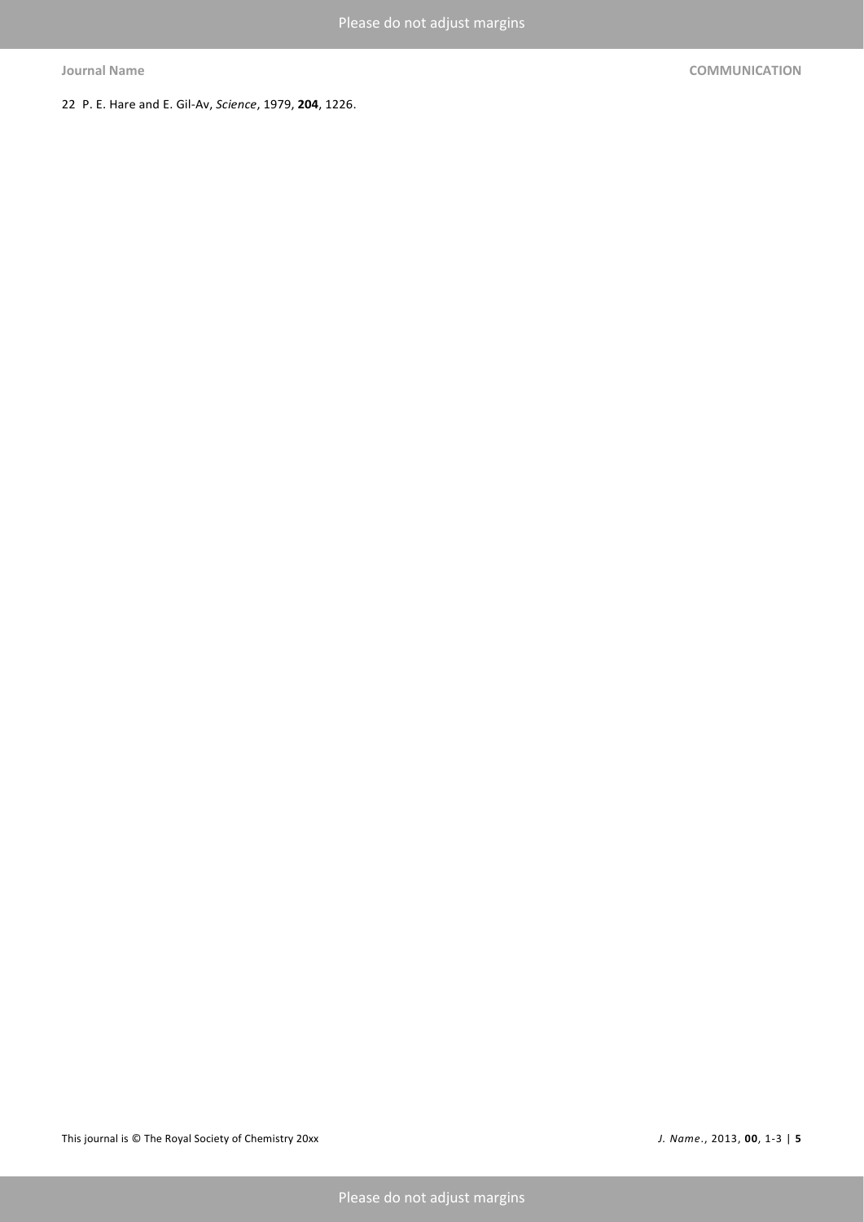22 P. E. Hare and E. Gil-Av, *Science*, 1979, **204**, 1226.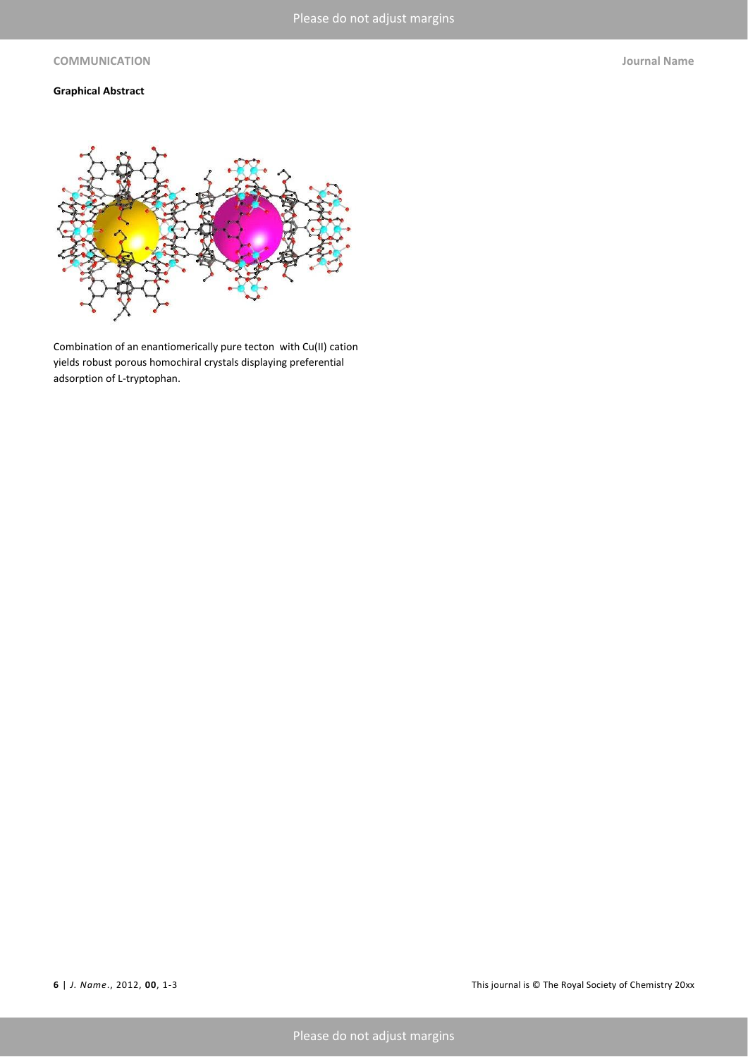**Graphical Abstract**

Combination of an enantiomerically pure tecton with Cu(II) cation yields robust porous homochiral crystals displaying preferential adsorption of L-tryptophan.